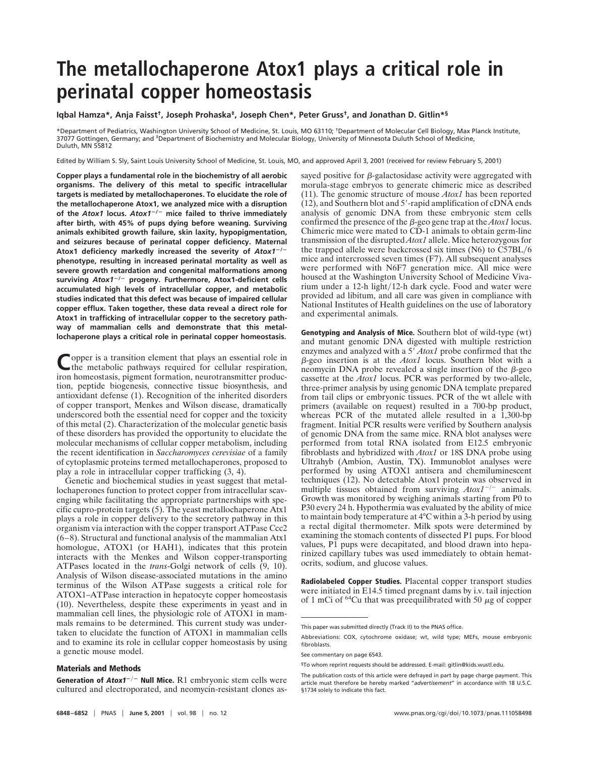# The metallochaperone Atox1 plays a critical role in perinatal copper homeostasis

**Iqbal Hamza*, Anja Faisst†, Joseph Prohaska‡, Joseph Chen*, Peter Gruss†, and Jonathan D. Gitlin*§**

*Department of Pediatrics, Washington University School of Medicine, St. Louis, MO 63110; †Department of Molecular Cell Biology, Max Planck Institute, 37077 Gottingen, Germany; and ‡Department of Biochemistry and Molecular Biology, University of Minnesota Duluth School of Medicine, Duluth, MN 55812

Edited by William S. Sly, Saint Louis University School of Medicine, St. Louis, MO, and approved April 3, 2001 (received for review February 5, 2001)

**Copper plays a fundamental role in the biochemistry of all aerobic organisms. The delivery of this metal to specific intracellular targets is mediated by metallochaperones. To elucidate the role of the metallochaperone Atox1, we analyzed mice with a disruption of the *Atox1* locus. *Atox1*$^{-/-}$ mice failed to thrive immediately after birth, with 45% of pups dying before weaning. Surviving animals exhibited growth failure, skin laxity, hypopigmentation, and seizures because of perinatal copper deficiency. Maternal Atox1 deficiency markedly increased the severity of *Atox1*$^{-/-}$ phenotype, resulting in increased perinatal mortality as well as severe growth retardation and congenital malformations among surviving *Atox1*$^{-/-}$ progeny. Furthermore, Atox1-deficient cells accumulated high levels of intracellular copper, and metabolic studies indicated that this defect was because of impaired cellular copper efflux. Taken together, these data reveal a direct role for Atox1 in trafficking of intracellular copper to the secretory pathway of mammalian cells and demonstrate that this metallochaperone plays a critical role in perinatal copper homeostasis.**

Copper is a transition element that plays an essential role in the metabolic pathways required for cellular respiration, iron homeostasis, pigment formation, neurotransmitter production, peptide biogenesis, connective tissue biosynthesis, and antioxidant defense (1). Recognition of the inherited disorders of copper transport, Menkes and Wilson disease, dramatically underscored both the essential need for copper and the toxicity of this metal (2). Characterization of the molecular genetic basis of these disorders has provided the opportunity to elucidate the molecular mechanisms of cellular copper metabolism, including the recent identification in *Saccharomyces cerevisiae* of a family of cytoplasmic proteins termed metallochaperones, proposed to play a role in intracellular copper trafficking (3, 4).

Genetic and biochemical studies in yeast suggest that metallochaperones function to protect copper from intracellular scavenging while facilitating the appropriate partnerships with specific cupro-protein targets (5). The yeast metallochaperone Atx1 plays a role in copper delivery to the secretory pathway in this organism via interaction with the copper transport ATPase Ccc2 (6–8). Structural and functional analysis of the mammalian Atx1 homologue, ATOX1 (or HAH1), indicates that this protein interacts with the Menkes and Wilson copper-transporting ATPases located in the *trans*-Golgi network of cells (9, 10). Analysis of Wilson disease-associated mutations in the amino terminus of the Wilson ATPase suggests a critical role for ATOX1–ATPase interaction in hepatocyte copper homeostasis (10). Nevertheless, despite these experiments in yeast and in mammalian cell lines, the physiologic role of ATOX1 in mammals remains to be determined. This current study was undertaken to elucidate the function of ATOX1 in mammalian cells and to examine its role in cellular copper homeostasis by using a genetic mouse model.

## Materials and Methods

**Generation of *Atox1*$^{-/-}$ Null Mice.** R1 embryonic stem cells were cultured and electroporated, and neomycin-resistant clones assayed positive for β-galactosidase activity were aggregated with morula-stage embryos to generate chimeric mice as described (11). The genomic structure of mouse *Atox1* has been reported (12), and Southern blot and 5′-rapid amplification of cDNA ends analysis of genomic DNA from these embryonic stem cells confirmed the presence of the β-geo gene trap at the *Atox1* locus. Chimeric mice were mated to CD-1 animals to obtain germ-line transmission of the disrupted *Atox1* allele. Mice heterozygous for the trapped allele were backcrossed six times (N6) to C57BL/6 mice and intercrossed seven times (F7). All subsequent analyses were performed with N6F7 generation mice. All mice were housed at the Washington University School of Medicine Vivarium under a 12-h light/12-h dark cycle. Food and water were provided ad libitum, and all care was given in compliance with National Institutes of Health guidelines on the use of laboratory and experimental animals.

**Genotyping and Analysis of Mice.** Southern blot of wild-type (wt) and mutant genomic DNA digested with multiple restriction enzymes and analyzed with a 5′ *Atox1* probe confirmed that the β-geo insertion is at the *Atox1* locus. Southern blot with a neomycin DNA probe revealed a single insertion of the β-geo cassette at the *Atox1* locus. PCR was performed by two-allele, three-primer analysis by using genomic DNA template prepared from tail clips or embryonic tissues. PCR of the wt allele with primers (available on request) resulted in a 700-bp product, whereas PCR of the mutated allele resulted in a 1,300-bp fragment. Initial PCR results were verified by Southern analysis of genomic DNA from the same mice. RNA blot analyses were performed from total RNA isolated from E12.5 embryonic fibroblasts and hybridized with *Atox1* or 18S DNA probe using Ultrahyb (Ambion, Austin, TX). Immunoblot analyses were performed by using ATOX1 antisera and chemiluminescent techniques (12). No detectable Atox1 protein was observed in multiple tissues obtained from surviving *Atox1*$^{-/-}$ animals. Growth was monitored by weighing animals starting from P0 to P30 every 24 h. Hypothermia was evaluated by the ability of mice to maintain body temperature at 4°C within a 3-h period by using a rectal digital thermometer. Milk spots were determined by examining the stomach contents of dissected P1 pups. For blood values, P1 pups were decapitated, and blood drawn into heparinized capillary tubes was used immediately to obtain hematocrits, sodium, and glucose values.

**Radiolabeled Copper Studies.** Placental copper transport studies were initiated in E14.5 timed pregnant dams by i.v. tail injection of 1 mCi of $^{64}$Cu that was preequilibrated with 50 μg of copper

---

This paper was submitted directly (Track II) to the PNAS office.

Abbreviations: COX, cytochrome oxidase; wt, wild type; MEFs, mouse embryonic fibroblasts.

See commentary on page 6543.

§To whom reprint requests should be addressed. E-mail: gitlin@kids.wustl.edu.

The publication costs of this article were defrayed in part by page charge payment. This article must therefore be hereby marked "*advertisement*" in accordance with 18 U.S.C. §1734 solely to indicate this fact.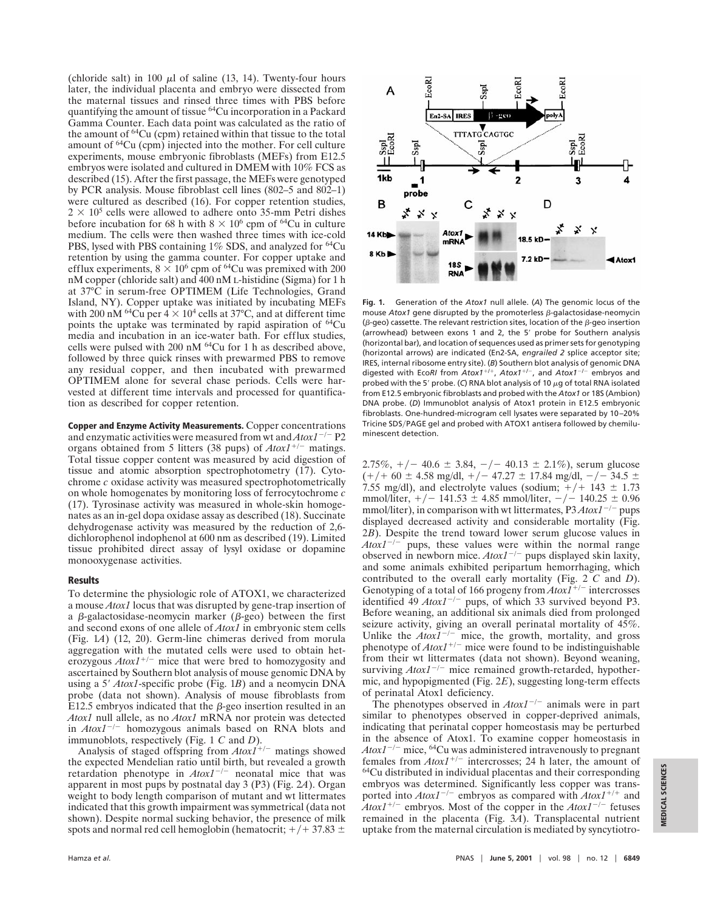(chloride salt) in 100 μl of saline (13, 14). Twenty-four hours later, the individual placenta and embryo were dissected from the maternal tissues and rinsed three times with PBS before quantifying the amount of tissue $^{64}$Cu incorporation in a Packard Gamma Counter. Each data point was calculated as the ratio of the amount of $^{64}$Cu (cpm) retained within that tissue to the total amount of $^{64}$Cu (cpm) injected into the mother. For cell culture experiments, mouse embryonic fibroblasts (MEFs) from E12.5 embryos were isolated and cultured in DMEM with 10% FCS as described (15). After the first passage, the MEFs were genotyped by PCR analysis. Mouse fibroblast cell lines (802–5 and 802–1) were cultured as described (16). For copper retention studies, $2 \times 10^5$ cells were allowed to adhere onto 35-mm Petri dishes before incubation for 68 h with $8 \times 10^6$ cpm of $^{64}$Cu in culture medium. The cells were then washed three times with ice-cold PBS, lysed with PBS containing 1% SDS, and analyzed for $^{64}$Cu retention by using the gamma counter. For copper uptake and efflux experiments, $8 \times 10^6$ cpm of $^{64}$Cu was premixed with 200 nM copper (chloride salt) and 400 nM L-histidine (Sigma) for 1 h at 37°C in serum-free OPTIMEM (Life Technologies, Grand Island, NY). Copper uptake was initiated by incubating MEFs with 200 nM $^{64}$Cu per $4 \times 10^4$ cells at 37°C, and at different time points the uptake was terminated by rapid aspiration of $^{64}$Cu media and incubation in an ice-water bath. For efflux studies, cells were pulsed with 200 nM $^{64}$Cu for 1 h as described above, followed by three quick rinses with prewarmed PBS to remove any residual copper, and then incubated with prewarmed OPTIMEM alone for several chase periods. Cells were harvested at different time intervals and processed for quantification as described for copper retention.

**Copper and Enzyme Activity Measurements.** Copper concentrations and enzymatic activities were measured from wt and *Atox1*$^{-/-}$ P2 organs obtained from 5 litters (38 pups) of *Atox1*$^{+/-}$ matings. Total tissue copper content was measured by acid digestion of tissue and atomic absorption spectrophotometry (17). Cytochrome *c* oxidase activity was measured spectrophotometrically on whole homogenates by monitoring loss of ferrocytochrome *c* (17). Tyrosinase activity was measured in whole-skin homogenates as an in-gel dopa oxidase assay as described (18). Succinate dehydrogenase activity was measured by the reduction of 2,6-dichlorophenol indophenol at 600 nm as described (19). Limited tissue prohibited direct assay of lysyl oxidase or dopamine monooxygenase activities.

## Results

To determine the physiologic role of ATOX1, we characterized a mouse *Atox1* locus that was disrupted by gene-trap insertion of a β-galactosidase-neomycin marker (β-geo) between the first and second exons of one allele of *Atox1* in embryonic stem cells (Fig. 1*A*) (12, 20). Germ-line chimeras derived from morula aggregation with the mutated cells were used to obtain heterozygous *Atox1*$^{+/-}$ mice that were bred to homozygosity and ascertained by Southern blot analysis of mouse genomic DNA by using a 5′ *Atox1*-specific probe (Fig. 1*B*) and a neomycin DNA probe (data not shown). Analysis of mouse fibroblasts from E12.5 embryos indicated that the β-geo insertion resulted in an *Atox1* null allele, as no *Atox1* mRNA nor protein was detected in *Atox1*$^{-/-}$ homozygous animals based on RNA blots and immunoblots, respectively (Fig. 1 *C* and *D*).

Analysis of staged offspring from *Atox1*$^{+/-}$ matings showed the expected Mendelian ratio until birth, but revealed a growth retardation phenotype in *Atox1*$^{-/-}$ neonatal mice that was apparent in most pups by postnatal day 3 (P3) (Fig. 2*A*). Organ weight to body length comparison of mutant and wt littermates indicated that this growth impairment was symmetrical (data not shown). Despite normal sucking behavior, the presence of milk spots and normal red cell hemoglobin (hematocrit; +/+ 37.83 ± 2.75%, +/− 40.6 ± 3.84, −/− 40.13 ± 2.1%), serum glucose (+/+ 60 ± 4.58 mg/dl, +/− 47.27 ± 17.84 mg/dl, −/− 34.5 ± 7.55 mg/dl), and electrolyte values (sodium; +/+ 143 ± 1.73 mmol/liter, +/− 141.53 ± 4.85 mmol/liter, −/− 140.25 ± 0.96 mmol/liter), in comparison with wt littermates, P3 *Atox1*$^{-/-}$ pups displayed decreased activity and considerable mortality (Fig. 2*B*). Despite the trend toward lower serum glucose values in *Atox1*$^{-/-}$ pups, these values were within the normal range observed in newborn mice. *Atox1*$^{-/-}$ pups displayed skin laxity, and some animals exhibited peripartum hemorrhaging, which contributed to the overall early mortality (Fig. 2 *C* and *D*). Genotyping of a total of 166 progeny from *Atox1*$^{+/-}$ intercrosses identified 49 *Atox1*$^{-/-}$ pups, of which 33 survived beyond P3. Before weaning, an additional six animals died from prolonged seizure activity, giving an overall perinatal mortality of 45%. Unlike the *Atox1*$^{-/-}$ mice, the growth, mortality, and gross phenotype of *Atox1*$^{+/-}$ mice were found to be indistinguishable from their wt littermates (data not shown). Beyond weaning, surviving *Atox1*$^{-/-}$ mice remained growth-retarded, hypothermic, and hypopigmented (Fig. 2*E*), suggesting long-term effects of perinatal Atox1 deficiency.

The phenotypes observed in *Atox1*$^{-/-}$ animals were in part similar to phenotypes observed in copper-deprived animals, indicating that perinatal copper homeostasis may be perturbed in the absence of Atox1. To examine copper homeostasis in *Atox1*$^{-/-}$ mice, $^{64}$Cu was administered intravenously to pregnant females from *Atox1*$^{+/-}$ intercrosses; 24 h later, the amount of $^{64}$Cu distributed in individual placentas and their corresponding embryos was determined. Significantly less copper was transported into *Atox1*$^{-/-}$ embryos as compared with *Atox1*$^{+/+}$ and *Atox1*$^{+/-}$ embryos. Most of the copper in the *Atox1*$^{-/-}$ fetuses remained in the placenta (Fig. 3*A*). Transplacental nutrient uptake from the maternal circulation is mediated by syncytiotro-

**Fig. 1.** Generation of the *Atox1* null allele. (*A*) The genomic locus of the mouse *Atox1* gene disrupted by the promoterless β-galactosidase-neomycin (β-geo) cassette. The relevant restriction sites, location of the β-geo insertion (arrowhead) between exons 1 and 2, the 5′ probe for Southern analysis (horizontal bar), and location of sequences used as primer sets for genotyping (horizontal arrows) are indicated (En2-SA, *engrailed 2* splice acceptor site; IRES, internal ribosome entry site). (*B*) Southern blot analysis of genomic DNA digested with E*coRI* from *Atox1*$^{+/+}$, *Atox1*$^{+/-}$, and *Atox1*$^{-/-}$ embryos and probed with the 5′ probe. (*C*) RNA blot analysis of 10 μg of total RNA isolated from E12.5 embryonic fibroblasts and probed with the *Atox1* or 18S (Ambion) DNA probe. (*D*) Immunoblot analysis of Atox1 protein in E12.5 embryonic fibroblasts. One-hundred-microgram cell lysates were separated by 10–20% Tricine SDS/PAGE gel and probed with ATOX1 antisera followed by chemiluminescent detection.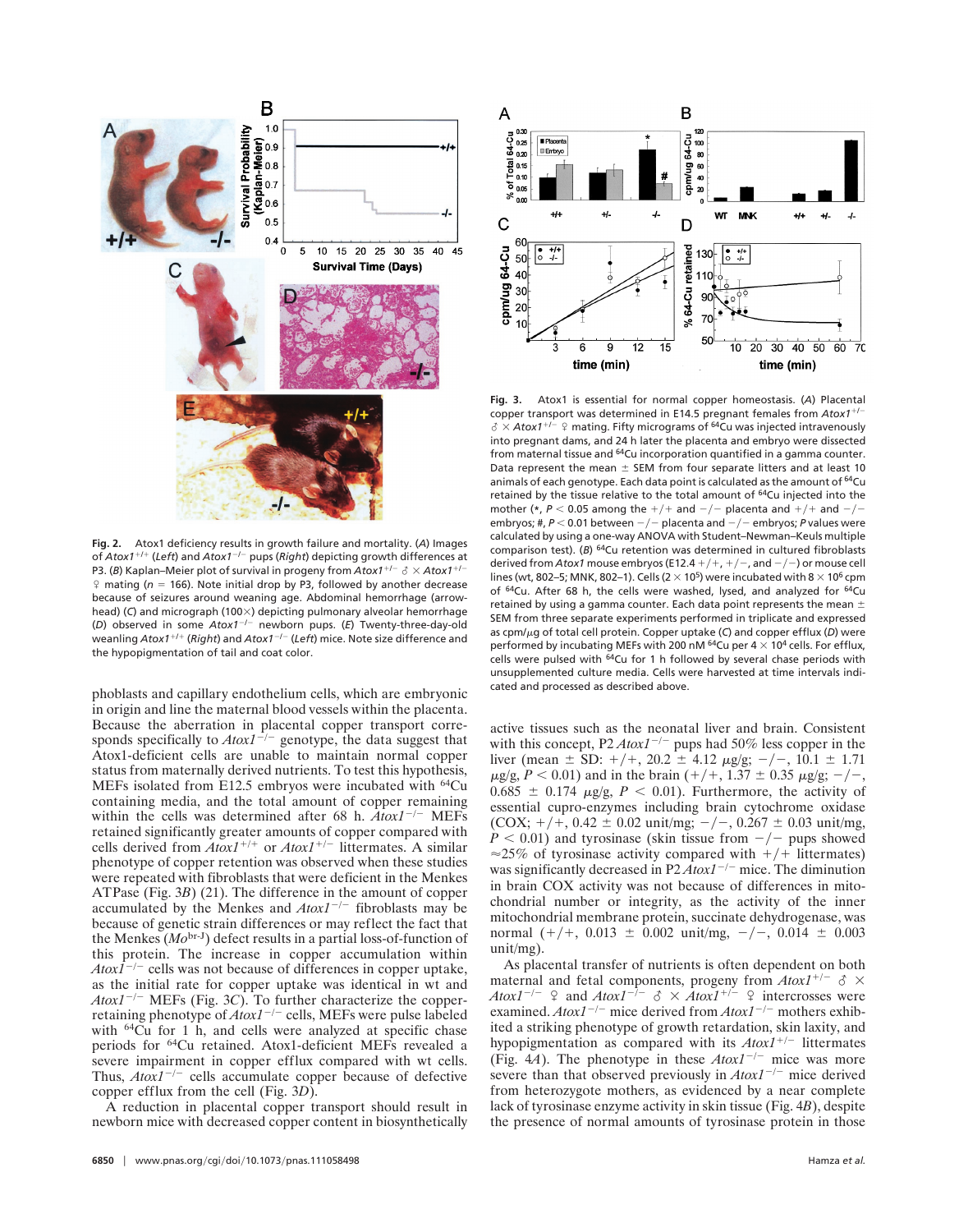**Fig. 2.** Atox1 deficiency results in growth failure and mortality. (*A*) Images of *Atox1*$^{+/+}$ (*Left*) and *Atox1*$^{-/-}$ pups (*Right*) depicting growth differences at P3. (*B*) Kaplan–Meier plot of survival in progeny from *Atox1*$^{+/-}$ ♂ × *Atox1*$^{+/-}$ ♀ mating ($n$ = 166). Note initial drop by P3, followed by another decrease because of seizures around weaning age. Abdominal hemorrhage (arrowhead) (*C*) and micrograph (100×) depicting pulmonary alveolar hemorrhage (*D*) observed in some *Atox1*$^{-/-}$ newborn pups. (*E*) Twenty-three-day-old weanling *Atox1*$^{+/+}$ (*Right*) and *Atox1*$^{-/-}$ (*Left*) mice. Note size difference and the hypopigmentation of tail and coat color.

phoblasts and capillary endothelium cells, which are embryonic in origin and line the maternal blood vessels within the placenta. Because the aberration in placental copper transport corresponds specifically to *Atox1*$^{-/-}$ genotype, the data suggest that Atox1-deficient cells are unable to maintain normal copper status from maternally derived nutrients. To test this hypothesis, MEFs isolated from E12.5 embryos were incubated with $^{64}$Cu containing media, and the total amount of copper remaining within the cells was determined after 68 h. *Atox1*$^{-/-}$ MEFs retained significantly greater amounts of copper compared with cells derived from *Atox1*$^{+/+}$ or *Atox1*$^{+/-}$ littermates. A similar phenotype of copper retention was observed when these studies were repeated with fibroblasts that were deficient in the Menkes ATPase (Fig. 3*B*) (21). The difference in the amount of copper accumulated by the Menkes and *Atox1*$^{-/-}$ fibroblasts may be because of genetic strain differences or may reflect the fact that the Menkes (*Mo*$^{br\text{-}J}$) defect results in a partial loss-of-function of this protein. The increase in copper accumulation within *Atox1*$^{-/-}$ cells was not because of differences in copper uptake, as the initial rate for copper uptake was identical in wt and *Atox1*$^{-/-}$ MEFs (Fig. 3*C*). To further characterize the copper-retaining phenotype of *Atox1*$^{-/-}$ cells, MEFs were pulse labeled with $^{64}$Cu for 1 h, and cells were analyzed at specific chase periods for $^{64}$Cu retained. Atox1-deficient MEFs revealed a severe impairment in copper efflux compared with wt cells. Thus, *Atox1*$^{-/-}$ cells accumulate copper because of defective copper efflux from the cell (Fig. 3*D*).

A reduction in placental copper transport should result in newborn mice with decreased copper content in biosynthetically

**Fig. 3.** Atox1 is essential for normal copper homeostasis. (*A*) Placental copper transport was determined in E14.5 pregnant females from *Atox1*$^{+/-}$ ♂ × *Atox1*$^{+/-}$ ♀ mating. Fifty micrograms of $^{64}$Cu was injected intravenously into pregnant dams, and 24 h later the placenta and embryo were dissected from maternal tissue and $^{64}$Cu incorporation quantified in a gamma counter. Data represent the mean ± SEM from four separate litters and at least 10 animals of each genotype. Each data point is calculated as the amount of $^{64}$Cu retained by the tissue relative to the total amount of $^{64}$Cu injected into the mother (*, $P < 0.05$ among the +/+ and −/− placenta and +/+ and −/− embryos; #, $P < 0.01$ between −/− placenta and −/− embryos; $P$ values were calculated by using a one-way ANOVA with Student–Newman–Keuls multiple comparison test). (*B*) $^{64}$Cu retention was determined in cultured fibroblasts derived from *Atox1* mouse embryos (E12.4 +/+, +/−, and −/−) or mouse cell lines (wt, 802–5; MNK, 802–1). Cells (2 × 10$^5$) were incubated with 8 × 10$^6$ cpm of $^{64}$Cu. After 68 h, the cells were washed, lysed, and analyzed for $^{64}$Cu retained by using a gamma counter. Each data point represents the mean ± SEM from three separate experiments performed in triplicate and expressed as cpm/μg of total cell protein. Copper uptake (*C*) and copper efflux (*D*) were performed by incubating MEFs with 200 nM $^{64}$Cu per 4 × 10$^4$ cells. For efflux, cells were pulsed with $^{64}$Cu for 1 h followed by several chase periods with unsupplemented culture media. Cells were harvested at time intervals indicated and processed as described above.

active tissues such as the neonatal liver and brain. Consistent with this concept, P2 *Atox1*$^{-/-}$ pups had 50% less copper in the liver (mean ± SD: +/+, 20.2 ± 4.12 μg/g; −/−, 10.1 ± 1.71 μg/g, $P < 0.01$) and in the brain (+/+, 1.37 ± 0.35 μg/g; −/−, 0.685 ± 0.174 μg/g, $P < 0.01$). Furthermore, the activity of essential cupro-enzymes including brain cytochrome oxidase (COX; +/+, 0.42 ± 0.02 unit/mg; −/−, 0.267 ± 0.03 unit/mg, $P < 0.01$) and tyrosinase (skin tissue from −/− pups showed ≈25% of tyrosinase activity compared with +/+ littermates) was significantly decreased in P2 *Atox1*$^{-/-}$ mice. The diminution in brain COX activity was not because of differences in mitochondrial number or integrity, as the activity of the inner mitochondrial membrane protein, succinate dehydrogenase, was normal (+/+, 0.013 ± 0.002 unit/mg, −/−, 0.014 ± 0.003 unit/mg).

As placental transfer of nutrients is often dependent on both maternal and fetal components, progeny from *Atox1*$^{+/-}$ ♂ × *Atox1*$^{-/-}$ ♀ and *Atox1*$^{-/-}$ ♂ × *Atox1*$^{+/-}$ ♀ intercrosses were examined. *Atox1*$^{-/-}$ mice derived from *Atox1*$^{-/-}$ mothers exhibited a striking phenotype of growth retardation, skin laxity, and hypopigmentation as compared with its *Atox1*$^{+/-}$ littermates (Fig. 4*A*). The phenotype in these *Atox1*$^{-/-}$ mice was more severe than that observed previously in *Atox1*$^{-/-}$ mice derived from heterozygote mothers, as evidenced by a near complete lack of tyrosinase enzyme activity in skin tissue (Fig. 4*B*), despite the presence of normal amounts of tyrosinase protein in those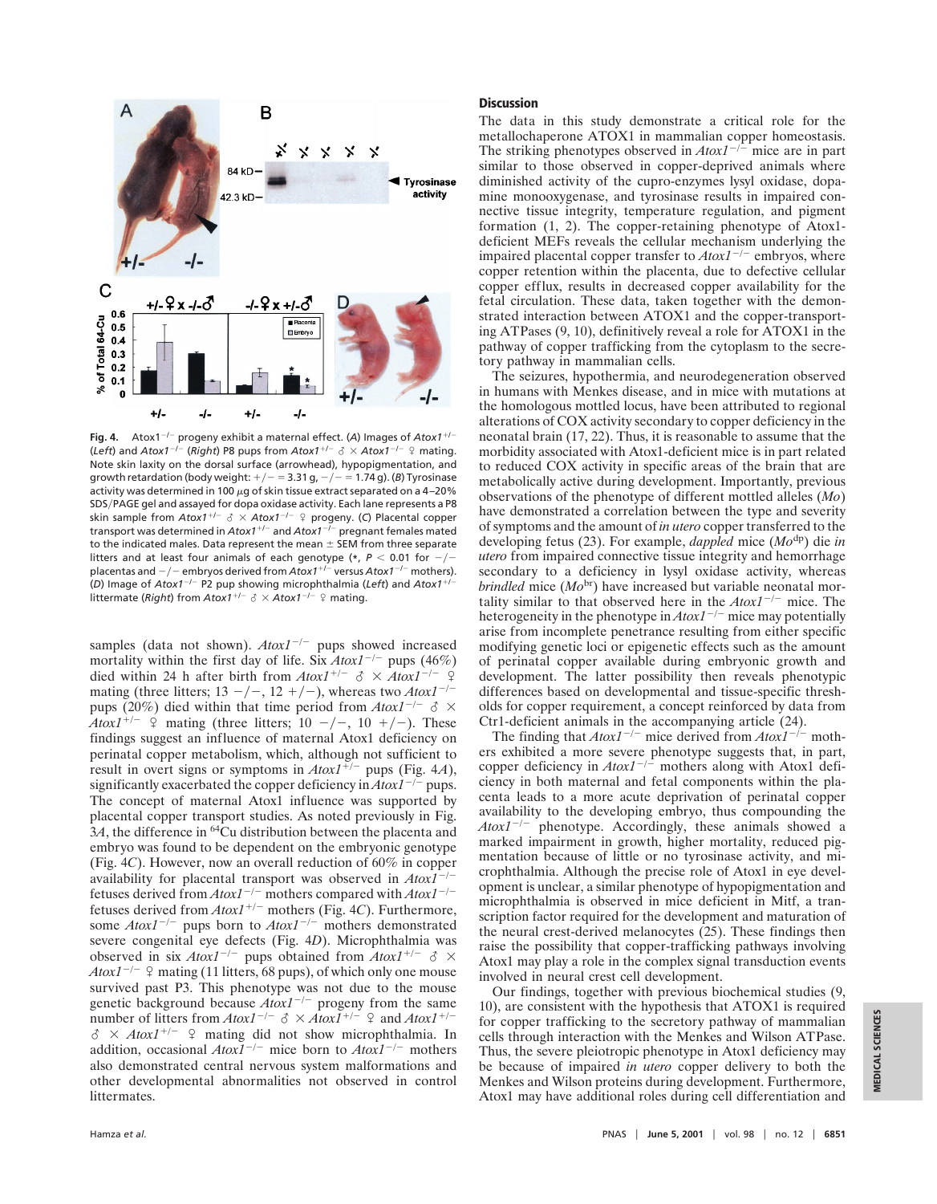Fig. 4. Atox1$^{-/-}$ progeny exhibit a maternal effect. (*A*) Images of *Atox1*$^{+/-}$ (*Left*) and *Atox1*$^{-/-}$ (*Right*) P8 pups from *Atox1*$^{+/-}$ ♂ × *Atox1*$^{-/-}$ ♀ mating. Note skin laxity on the dorsal surface (arrowhead), hypopigmentation, and growth retardation (body weight: +/− = 3.31 g, −/− = 1.74 g). (*B*) Tyrosinase activity was determined in 100 μg of skin tissue extract separated on a 4–20% SDS/PAGE gel and assayed for dopa oxidase activity. Each lane represents a P8 skin sample from *Atox1*$^{+/-}$ ♂ × *Atox1*$^{-/-}$ ♀ progeny. (*C*) Placental copper transport was determined in *Atox1*$^{+/-}$ and *Atox1*$^{-/-}$ pregnant females mated to the indicated males. Data represent the mean ± SEM from three separate litters and at least four animals of each genotype (*, $P < 0.01$ for −/− placentas and −/− embryos derived from *Atox1*$^{+/-}$ versus *Atox1*$^{-/-}$ mothers). (*D*) Image of *Atox1*$^{-/-}$ P2 pup showing microphthalmia (*Left*) and *Atox1*$^{+/-}$ littermate (*Right*) from *Atox1*$^{+/-}$ ♂ × *Atox1*$^{-/-}$ ♀ mating.

samples (data not shown). *Atox1*$^{-/-}$ pups showed increased mortality within the first day of life. Six *Atox1*$^{-/-}$ pups (46%) died within 24 h after birth from *Atox1*$^{+/-}$ ♂ × *Atox1*$^{-/-}$ ♀ mating (three litters; 13 −/−, 12 +/−), whereas two *Atox1*$^{-/-}$ pups (20%) died within that time period from *Atox1*$^{-/-}$ ♂ × *Atox1*$^{+/-}$ ♀ mating (three litters; 10 −/−, 10 +/−). These findings suggest an influence of maternal Atox1 deficiency on perinatal copper metabolism, which, although not sufficient to result in overt signs or symptoms in *Atox1*$^{+/-}$ pups (Fig. 4*A*), significantly exacerbated the copper deficiency in *Atox1*$^{-/-}$ pups. The concept of maternal Atox1 influence was supported by placental copper transport studies. As noted previously in Fig. 3*A*, the difference in $^{64}$Cu distribution between the placenta and embryo was found to be dependent on the embryonic genotype (Fig. 4*C*). However, now an overall reduction of 60% in copper availability for placental transport was observed in *Atox1*$^{-/-}$ fetuses derived from *Atox1*$^{-/-}$ mothers compared with *Atox1*$^{-/-}$ fetuses derived from *Atox1*$^{+/-}$ mothers (Fig. 4*C*). Furthermore, some *Atox1*$^{-/-}$ pups born to *Atox1*$^{-/-}$ mothers demonstrated severe congenital eye defects (Fig. 4*D*). Microphthalmia was observed in six *Atox1*$^{-/-}$ pups obtained from *Atox1*$^{+/-}$ ♂ × *Atox1*$^{-/-}$ ♀ mating (11 litters, 68 pups), of which only one mouse survived past P3. This phenotype was not due to the mouse genetic background because *Atox1*$^{-/-}$ progeny from the same number of litters from *Atox1*$^{-/-}$ ♂ × *Atox1*$^{+/-}$ ♀ and *Atox1*$^{+/-}$ ♂ × *Atox1*$^{+/-}$ ♀ mating did not show microphthalmia. In addition, occasional *Atox1*$^{-/-}$ mice born to *Atox1*$^{-/-}$ mothers also demonstrated central nervous system malformations and other developmental abnormalities not observed in control littermates.

## Discussion

The data in this study demonstrate a critical role for the metallochaperone ATOX1 in mammalian copper homeostasis. The striking phenotypes observed in *Atox1*$^{-/-}$ mice are in part similar to those observed in copper-deprived animals where diminished activity of the cupro-enzymes lysyl oxidase, dopamine monooxygenase, and tyrosinase results in impaired connective tissue integrity, temperature regulation, and pigment formation (1, 2). The copper-retaining phenotype of Atox1-deficient MEFs reveals the cellular mechanism underlying the impaired placental copper transfer to *Atox1*$^{-/-}$ embryos, where copper retention within the placenta, due to defective cellular copper efflux, results in decreased copper availability for the fetal circulation. These data, taken together with the demonstrated interaction between ATOX1 and the copper-transporting ATPases (9, 10), definitively reveal a role for ATOX1 in the pathway of copper trafficking from the cytoplasm to the secretory pathway in mammalian cells.

The seizures, hypothermia, and neurodegeneration observed in humans with Menkes disease, and in mice with mutations at the homologous mottled locus, have been attributed to regional alterations of COX activity secondary to copper deficiency in the neonatal brain (17, 22). Thus, it is reasonable to assume that the morbidity associated with Atox1-deficient mice is in part related to reduced COX activity in specific areas of the brain that are metabolically active during development. Importantly, previous observations of the phenotype of different mottled alleles (*Mo*) have demonstrated a correlation between the type and severity of symptoms and the amount of *in utero* copper transferred to the developing fetus (23). For example, *dappled* mice (*Mo*$^{dp}$) die *in utero* from impaired connective tissue integrity and hemorrhage secondary to a deficiency in lysyl oxidase activity, whereas *brindled* mice (*Mo*$^{br}$) have increased but variable neonatal mortality similar to that observed here in the *Atox1*$^{-/-}$ mice. The heterogeneity in the phenotype in *Atox1*$^{-/-}$ mice may potentially arise from incomplete penetrance resulting from either specific modifying genetic loci or epigenetic effects such as the amount of perinatal copper available during embryonic growth and development. The latter possibility then reveals phenotypic differences based on developmental and tissue-specific thresholds for copper requirement, a concept reinforced by data from Ctr1-deficient animals in the accompanying article (24).

The finding that *Atox1*$^{-/-}$ mice derived from *Atox1*$^{-/-}$ mothers exhibited a more severe phenotype suggests that, in part, copper deficiency in *Atox1*$^{-/-}$ mothers along with Atox1 deficiency in both maternal and fetal components within the placenta leads to a more acute deprivation of perinatal copper availability to the developing embryo, thus compounding the *Atox1*$^{-/-}$ phenotype. Accordingly, these animals showed a marked impairment in growth, higher mortality, reduced pigmentation because of little or no tyrosinase activity, and microphthalmia. Although the precise role of Atox1 in eye development is unclear, a similar phenotype of hypopigmentation and microphthalmia is observed in mice deficient in Mitf, a transcription factor required for the development and maturation of the neural crest-derived melanocytes (25). These findings then raise the possibility that copper-trafficking pathways involving Atox1 may play a role in the complex signal transduction events involved in neural crest cell development.

Our findings, together with previous biochemical studies (9, 10), are consistent with the hypothesis that ATOX1 is required for copper trafficking to the secretory pathway of mammalian cells through interaction with the Menkes and Wilson ATPase. Thus, the severe pleiotropic phenotype in Atox1 deficiency may be because of impaired *in utero* copper delivery to both the Menkes and Wilson proteins during development. Furthermore, Atox1 may have additional roles during cell differentiation and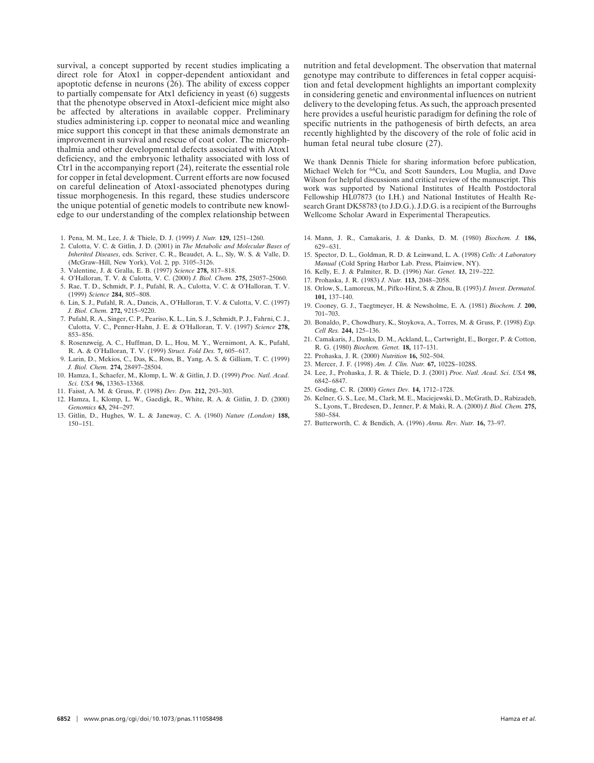survival, a concept supported by recent studies implicating a direct role for Atox1 in copper-dependent antioxidant and apoptotic defense in neurons (26). The ability of excess copper to partially compensate for Atx1 deficiency in yeast (6) suggests that the phenotype observed in Atox1-deficient mice might also be affected by alterations in available copper. Preliminary studies administering i.p. copper to neonatal mice and weanling mice support this concept in that these animals demonstrate an improvement in survival and rescue of coat color. The microphthalmia and other developmental defects associated with Atox1 deficiency, and the embryonic lethality associated with loss of Ctr1 in the accompanying report (24), reiterate the essential role for copper in fetal development. Current efforts are now focused on careful delineation of Atox1-associated phenotypes during tissue morphogenesis. In this regard, these studies underscore the unique potential of genetic models to contribute new knowledge to our understanding of the complex relationship between nutrition and fetal development. The observation that maternal genotype may contribute to differences in fetal copper acquisition and fetal development highlights an important complexity in considering genetic and environmental influences on nutrient delivery to the developing fetus. As such, the approach presented here provides a useful heuristic paradigm for defining the role of specific nutrients in the pathogenesis of birth defects, an area recently highlighted by the discovery of the role of folic acid in human fetal neural tube closure (27).

We thank Dennis Thiele for sharing information before publication, Michael Welch for $^{64}$Cu, and Scott Saunders, Lou Muglia, and Dave Wilson for helpful discussions and critical review of the manuscript. This work was supported by National Institutes of Health Postdoctoral Fellowship HL07873 (to I.H.) and National Institutes of Health Research Grant DK58783 (to J.D.G.). J.D.G. is a recipient of the Burroughs Wellcome Scholar Award in Experimental Therapeutics.

1. Pena, M. M., Lee, J. & Thiele, D. J. (1999) *J. Nutr.* **129,** 1251–1260.
2. Culotta, V. C. & Gitlin, J. D. (2001) in *The Metabolic and Molecular Bases of Inherited Diseases*, eds. Scriver, C. R., Beaudet, A. L., Sly, W. S. & Valle, D. (McGraw–Hill, New York), Vol. 2, pp. 3105–3126.
3. Valentine, J. & Gralla, E. B. (1997) *Science* **278,** 817–818.
4. O'Halloran, T. V. & Culotta, V. C. (2000) *J. Biol. Chem.* **275,** 25057–25060.
5. Rae, T. D., Schmidt, P. J., Pufahl, R. A., Culotta, V. C. & O'Halloran, T. V. (1999) *Science* **284,** 805–808.
6. Lin, S. J., Pufahl, R. A., Dancis, A., O'Halloran, T. V. & Culotta, V. C. (1997) *J. Biol. Chem.* **272,** 9215–9220.
7. Pufahl, R. A., Singer, C. P., Peariso, K. L., Lin, S. J., Schmidt, P. J., Fahrni, C. J., Culotta, V. C., Penner-Hahn, J. E. & O'Halloran, T. V. (1997) *Science* **278,** 853–856.
8. Rosenzweig, A. C., Huffman, D. L., Hou, M. Y., Wernimont, A. K., Pufahl, R. A. & O'Halloran, T. V. (1999) *Struct. Fold Des.* **7,** 605–617.
9. Larin, D., Mekios, C., Das, K., Ross, B., Yang, A. S. & Gilliam, T. C. (1999) *J. Biol. Chem.* **274,** 28497–28504.
10. Hamza, I., Schaefer, M., Klomp, L. W. & Gitlin, J. D. (1999) *Proc. Natl. Acad. Sci. USA* **96,** 13363–13368.
11. Faisst, A. M. & Gruss, P. (1998) *Dev. Dyn.* **212,** 293–303.
12. Hamza, I., Klomp, L. W., Gaedigk, R., White, R. A. & Gitlin, J. D. (2000) *Genomics* **63,** 294–297.
13. Gitlin, D., Hughes, W. L. & Janeway, C. A. (1960) *Nature (London)* **188,** 150–151.
14. Mann, J. R., Camakaris, J. & Danks, D. M. (1980) *Biochem. J.* **186,** 629–631.
15. Spector, D. L., Goldman, R. D. & Leinwand, L. A. (1998) *Cells: A Laboratory Manual* (Cold Spring Harbor Lab. Press, Plainview, NY).
16. Kelly, E. J. & Palmiter, R. D. (1996) *Nat. Genet.* **13,** 219–222.
17. Prohaska, J. R. (1983) *J. Nutr.* **113,** 2048–2058.
18. Orlow, S., Lamoreux, M., Pifko-Hirst, S. & Zhou, B. (1993) *J. Invest. Dermatol.* **101,** 137–140.
19. Cooney, G. J., Taegtmeyer, H. & Newsholme, E. A. (1981) *Biochem. J.* **200,** 701–703.
20. Bonaldo, P., Chowdhury, K., Stoykova, A., Torres, M. & Gruss, P. (1998) *Exp. Cell Res.* **244,** 125–136.
21. Camakaris, J., Danks, D. M., Ackland, L., Cartwright, E., Borger, P. & Cotton, R. G. (1980) *Biochem. Genet.* **18,** 117–131.
22. Prohaska, J. R. (2000) *Nutrition* **16,** 502–504.
23. Mercer, J. F. (1998) *Am. J. Clin. Nutr.* **67,** 1022S–1028S.
24. Lee, J., Prohaska, J. R. & Thiele, D. J. (2001) *Proc. Natl. Acad. Sci. USA* **98,** 6842–6847.
25. Goding, C. R. (2000) *Genes Dev.* **14,** 1712–1728.
26. Kelner, G. S., Lee, M., Clark, M. E., Maciejewski, D., McGrath, D., Rabizadeh, S., Lyons, T., Bredesen, D., Jenner, P. & Maki, R. A. (2000) *J. Biol. Chem.* **275,** 580–584.
27. Butterworth, C. & Bendich, A. (1996) *Annu. Rev. Nutr.* **16,** 73–97.